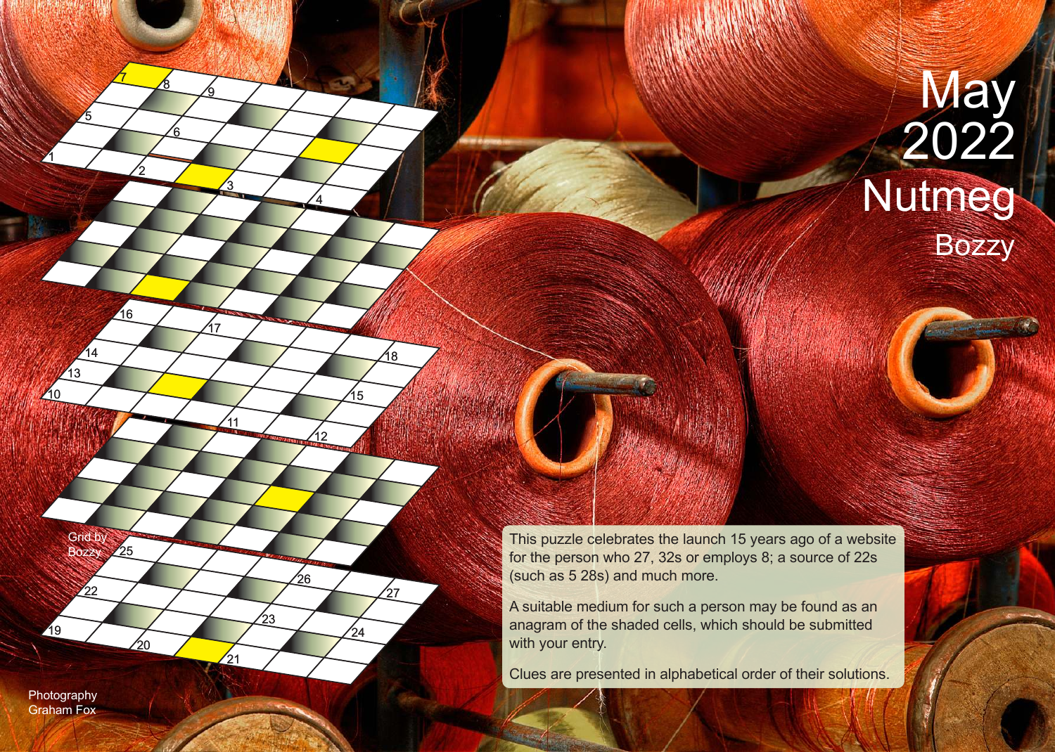# May 2022

## Nutmeg

### Bozzy

This puzzle celebrates the launch 15 years ago of a website for the person who 27, 32s or employs 8; a source of 22s (such as 5 28s) and much more.

A suitable medium for such a person may be found as an anagram of the shaded cells, which should be submitted with your entry.

Clues are presented in alphabetical order of their solutions.

Grid by Bozzy

Photography Graham Fox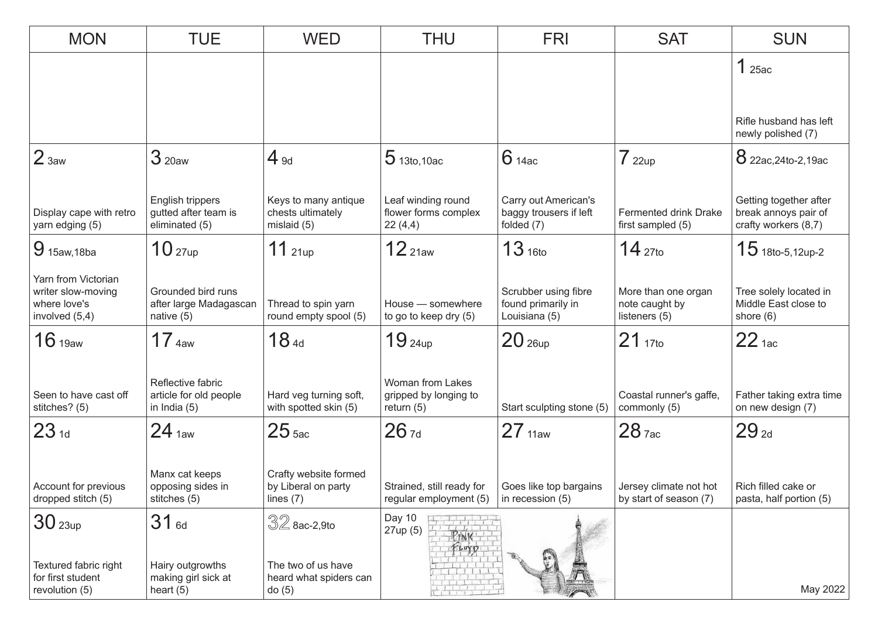| MON | TUE | WED | THU | FRI | SAT | SUN |
|---|---|---|---|---|---|---|
| | | | | | | **1** 25ac<br>Rifle husband has left newly polished (7) |
| **2** 3aw<br>Display cape with retro yarn edging (5) | **3** 20aw<br>English trippers gutted after team is eliminated (5) | **4** 9d<br>Keys to many antique chests ultimately mislaid (5) | **5** 13to,10ac<br>Leaf winding round flower forms complex 22 (4,4) | **6** 14ac<br>Carry out American's baggy trousers if left folded (7) | **7** 22up<br>Fermented drink Drake first sampled (5) | **8** 22ac,24to-2,19ac<br>Getting together after break annoys pair of crafty workers (8,7) |
| **9** 15aw,18ba<br>Yarn from Victorian writer slow-moving where love's involved (5,4) | **10** 27up<br>Grounded bird runs after large Madagascan native (5) | **11** 21up<br>Thread to spin yarn round empty spool (5) | **12** 21aw<br>House — somewhere to go to keep dry (5) | **13** 16to<br>Scrubber using fibre found primarily in Louisiana (5) | **14** 27to<br>More than one organ note caught by listeners (5) | **15** 18to-5,12up-2<br>Tree solely located in Middle East close to shore (6) |
| **16** 19aw<br>Seen to have cast off stitches? (5) | **17** 4aw<br>Reflective fabric article for old people in India (5) | **18** 4d<br>Hard veg turning soft, with spotted skin (5) | **19** 24up<br>Woman from Lakes gripped by longing to return (5) | **20** 26up<br>Start sculpting stone (5) | **21** 17to<br>Coastal runner's gaffe, commonly (5) | **22** 1ac<br>Father taking extra time on new design (7) |
| **23** 1d<br>Account for previous dropped stitch (5) | **24** 1aw<br>Manx cat keeps opposing sides in stitches (5) | **25** 5ac<br>Crafty website formed by Liberal on party lines (7) | **26** 7d<br>Strained, still ready for regular employment (5) | **27** 11aw<br>Goes like top bargains in recession (5) | **28** 7ac<br>Jersey climate not hot by start of season (7) | **29** 2d<br>Rich filled cake or pasta, half portion (5) |
| **30** 23up<br>Textured fabric right for first student revolution (5) | **31** 6d<br>Hairy outgrowths making girl sick at heart (5) | **32** 8ac-2,9to<br>The two of us have heard what spiders can do (5) | Day 10<br>27up (5) | | | May 2022 |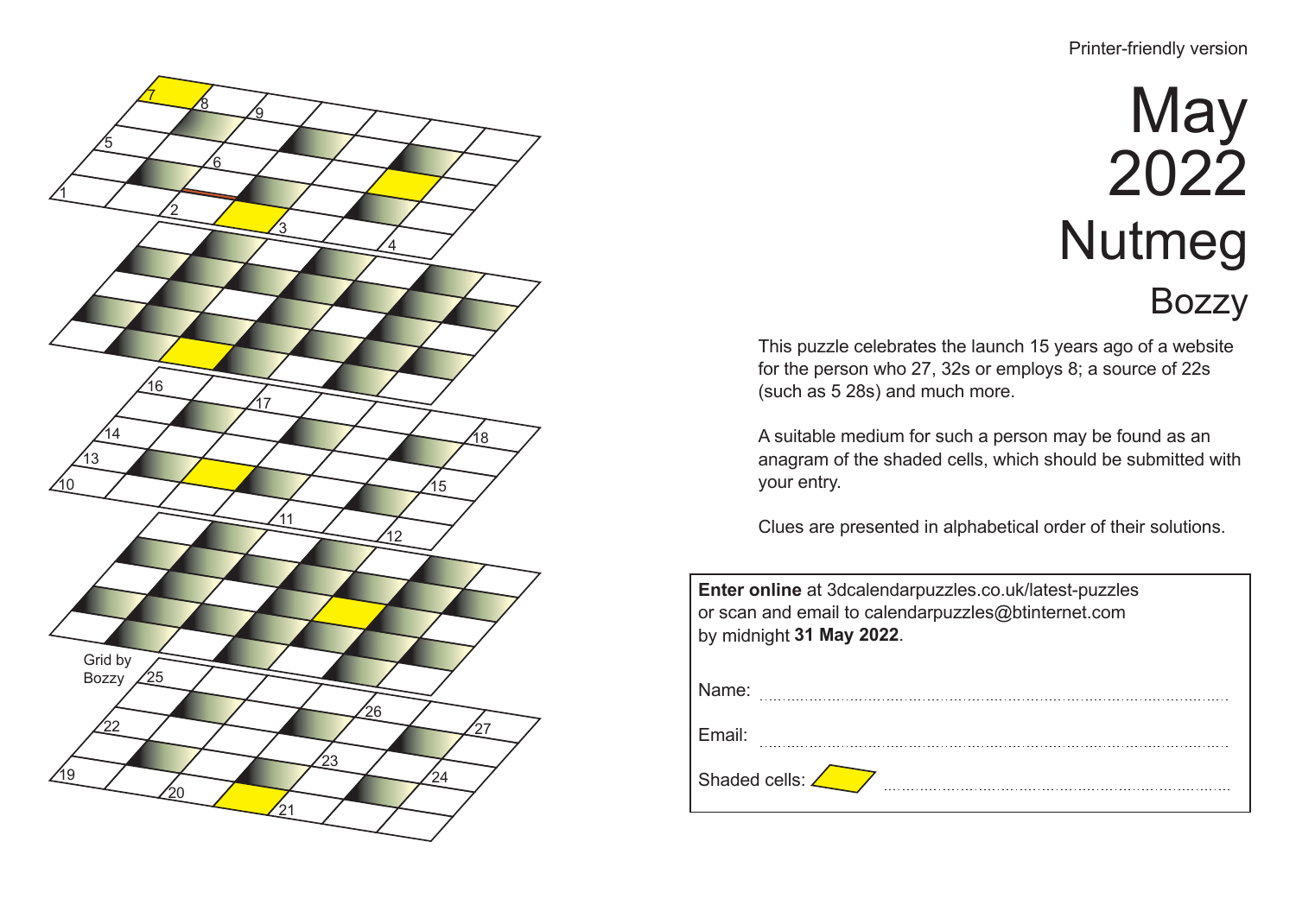Printer-friendly version

# May 2022 Nutmeg

## Bozzy

Grid by Bozzy

1, 2, 3, 4, 5, 6, 7, 8, 9

16, 17, 14, 18, 13, 10, 15, 11, 12

25, 26, 22, 27, 23, 19, 24, 20, 21

This puzzle celebrates the launch 15 years ago of a website for the person who 27, 32s or employs 8; a source of 22s (such as 5 28s) and much more.

A suitable medium for such a person may be found as an anagram of the shaded cells, which should be submitted with your entry.

Clues are presented in alphabetical order of their solutions.

**Enter online** at 3dcalendarpuzzles.co.uk/latest-puzzles
or scan and email to calendarpuzzles@btinternet.com
by midnight **31 May 2022**.

Name: ..............................................................................

Email: ..............................................................................

Shaded cells: ..............................................................